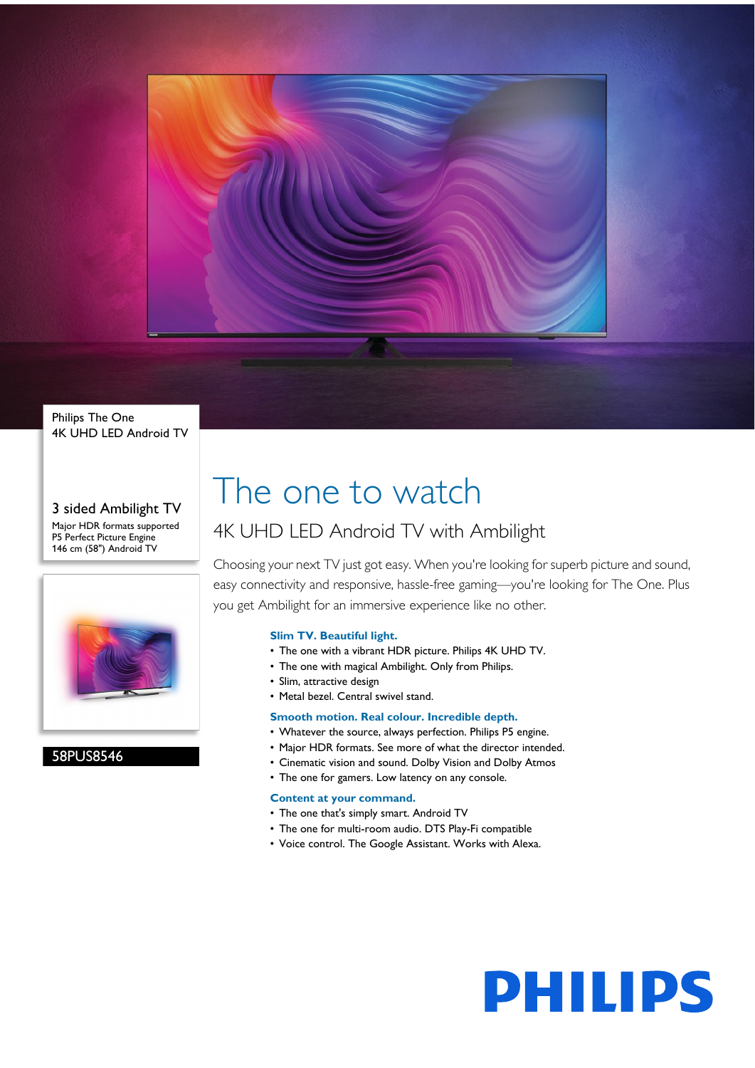Philips The One
4K UHD LED Android TV

3 sided Ambilight TV

Major HDR formats supported
P5 Perfect Picture Engine
146 cm (58") Android TV

58PUS8546

# The one to watch

## 4K UHD LED Android TV with Ambilight

Choosing your next TV just got easy. When you're looking for superb picture and sound, easy connectivity and responsive, hassle-free gaming—you're looking for The One. Plus you get Ambilight for an immersive experience like no other.

**Slim TV. Beautiful light.**
- The one with a vibrant HDR picture. Philips 4K UHD TV.
- The one with magical Ambilight. Only from Philips.
- Slim, attractive design
- Metal bezel. Central swivel stand.

**Smooth motion. Real colour. Incredible depth.**
- Whatever the source, always perfection. Philips P5 engine.
- Major HDR formats. See more of what the director intended.
- Cinematic vision and sound. Dolby Vision and Dolby Atmos
- The one for gamers. Low latency on any console.

**Content at your command.**
- The one that's simply smart. Android TV
- The one for multi-room audio. DTS Play-Fi compatible
- Voice control. The Google Assistant. Works with Alexa.

PHILIPS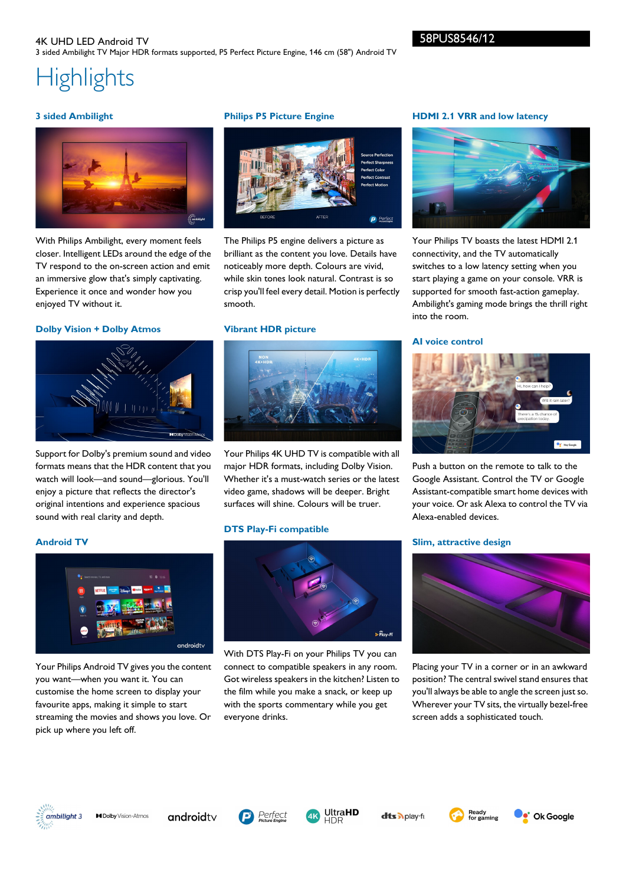4K UHD LED Android TV

3 sided Ambilight TV Major HDR formats supported, P5 Perfect Picture Engine, 146 cm (58") Android TV

58PUS8546/12

# Highlights

### 3 sided Ambilight

With Philips Ambilight, every moment feels closer. Intelligent LEDs around the edge of the TV respond to the on-screen action and emit an immersive glow that's simply captivating. Experience it once and wonder how you enjoyed TV without it.

### Dolby Vision + Dolby Atmos

Support for Dolby's premium sound and video formats means that the HDR content that you watch will look—and sound—glorious. You'll enjoy a picture that reflects the director's original intentions and experience spacious sound with real clarity and depth.

### Android TV

Your Philips Android TV gives you the content you want—when you want it. You can customise the home screen to display your favourite apps, making it simple to start streaming the movies and shows you love. Or pick up where you left off.

### Philips P5 Picture Engine

The Philips P5 engine delivers a picture as brilliant as the content you love. Details have noticeably more depth. Colours are vivid, while skin tones look natural. Contrast is so crisp you'll feel every detail. Motion is perfectly smooth.

### Vibrant HDR picture

Your Philips 4K UHD TV is compatible with all major HDR formats, including Dolby Vision. Whether it's a must-watch series or the latest video game, shadows will be deeper. Bright surfaces will shine. Colours will be truer.

### DTS Play-Fi compatible

With DTS Play-Fi on your Philips TV you can connect to compatible speakers in any room. Got wireless speakers in the kitchen? Listen to the film while you make a snack, or keep up with the sports commentary while you get everyone drinks.

### HDMI 2.1 VRR and low latency

Your Philips TV boasts the latest HDMI 2.1 connectivity, and the TV automatically switches to a low latency setting when you start playing a game on your console. VRR is supported for smooth fast-action gameplay. Ambilight's gaming mode brings the thrill right into the room.

### AI voice control

Push a button on the remote to talk to the Google Assistant. Control the TV or Google Assistant-compatible smart home devices with your voice. Or ask Alexa to control the TV via Alexa-enabled devices.

### Slim, attractive design

Placing your TV in a corner or in an awkward position? The central swivel stand ensures that you'll always be able to angle the screen just so. Wherever your TV sits, the virtually bezel-free screen adds a sophisticated touch.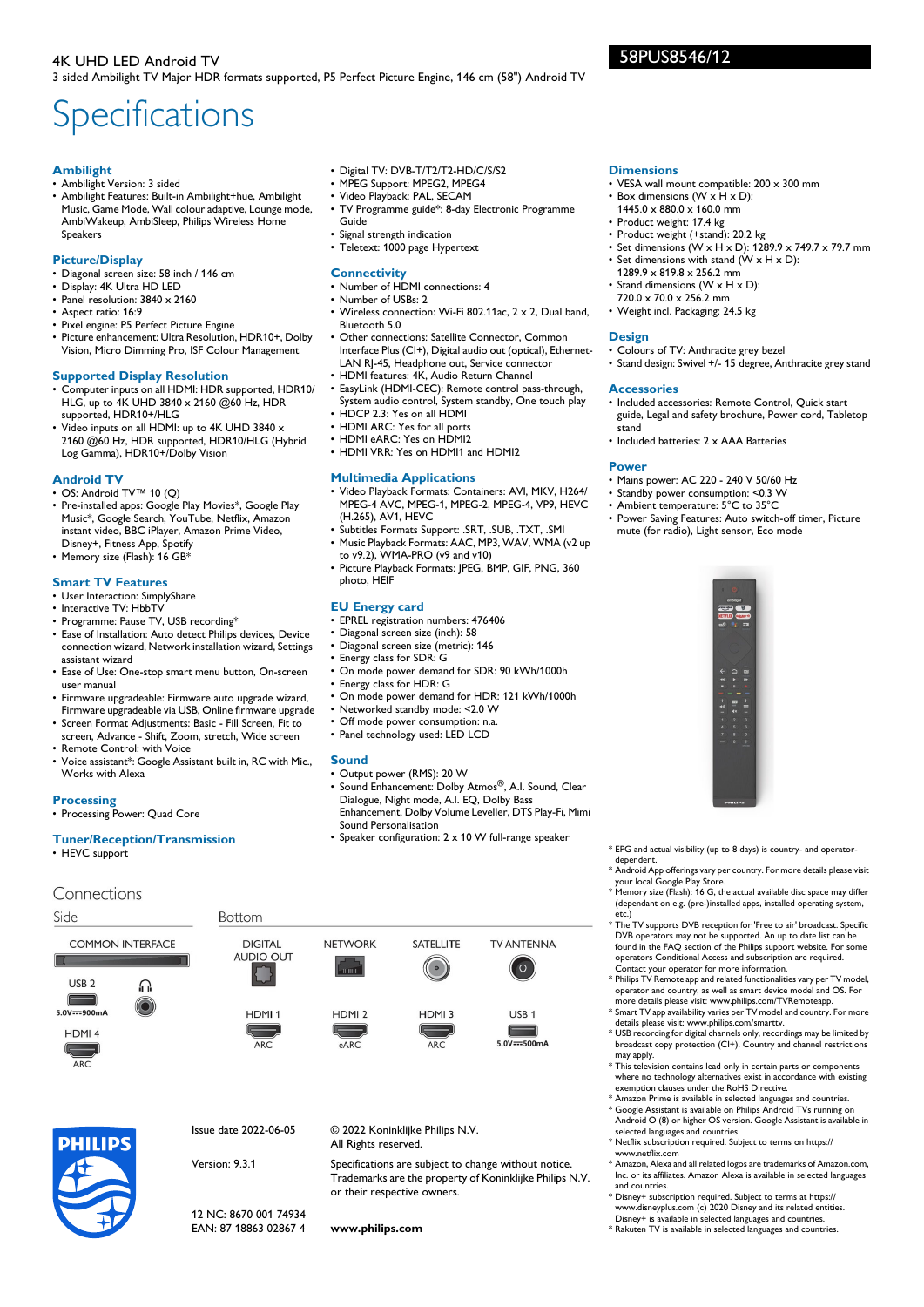# 4K UHD LED Android TV

3 sided Ambilight TV Major HDR formats supported, P5 Perfect Picture Engine, 146 cm (58") Android TV

58PUS8546/12

# Specifications

## Ambilight

- Ambilight Version: 3 sided
- Ambilight Features: Built-in Ambilight+hue, Ambilight Music, Game Mode, Wall colour adaptive, Lounge mode, AmbiWakeup, AmbiSleep, Philips Wireless Home Speakers

## Picture/Display

- Diagonal screen size: 58 inch / 146 cm
- Display: 4K Ultra HD LED
- Panel resolution: 3840 x 2160
- Aspect ratio: 16:9
- Pixel engine: P5 Perfect Picture Engine
- Picture enhancement: Ultra Resolution, HDR10+, Dolby Vision, Micro Dimming Pro, ISF Colour Management

## Supported Display Resolution

- Computer inputs on all HDMI: HDR supported, HDR10/ HLG, up to 4K UHD 3840 x 2160 @60 Hz, HDR supported, HDR10+/HLG
- Video inputs on all HDMI: up to 4K UHD 3840 x 2160 @60 Hz, HDR supported, HDR10/HLG (Hybrid Log Gamma), HDR10+/Dolby Vision

## Android TV

- OS: Android TV™ 10 (Q)
- Pre-installed apps: Google Play Movies*, Google Play Music*, Google Search, YouTube, Netflix, Amazon instant video, BBC iPlayer, Amazon Prime Video, Disney+, Fitness App, Spotify
- Memory size (Flash): 16 GB*

## Smart TV Features

- User Interaction: SimplyShare
- Interactive TV: HbbTV
- Programme: Pause TV, USB recording*
- Ease of Installation: Auto detect Philips devices, Device connection wizard, Network installation wizard, Settings assistant wizard
- Ease of Use: One-stop smart menu button, On-screen user manual
- Firmware upgradeable: Firmware auto upgrade wizard, Firmware upgradeable via USB, Online firmware upgrade
- Screen Format Adjustments: Basic - Fill Screen, Fit to screen, Advance - Shift, Zoom, stretch, Wide screen
- Remote Control: with Voice
- Voice assistant*: Google Assistant built in, RC with Mic., Works with Alexa

## Processing

- Processing Power: Quad Core

## Tuner/Reception/Transmission

- HEVC support
- Digital TV: DVB-T/T2/T2-HD/C/S/S2
- MPEG Support: MPEG2, MPEG4
- Video Playback: PAL, SECAM
- TV Programme guide*: 8-day Electronic Programme Guide
- Signal strength indication
- Teletext: 1000 page Hypertext

## Connectivity

- Number of HDMI connections: 4
- Number of USBs: 2
- Wireless connection: Wi-Fi 802.11ac, 2 x 2, Dual band, Bluetooth 5.0
- Other connections: Satellite Connector, Common Interface Plus (CI+), Digital audio out (optical), Ethernet-LAN RJ-45, Headphone out, Service connector
- HDMI features: 4K, Audio Return Channel
- EasyLink (HDMI-CEC): Remote control pass-through, System audio control, System standby, One touch play
- HDCP 2.3: Yes on all HDMI
- HDMI ARC: Yes for all ports
- HDMI eARC: Yes on HDMI2
- HDMI VRR: Yes on HDMI1 and HDMI2

## Multimedia Applications

- Video Playback Formats: Containers: AVI, MKV, H264/ MPEG-4 AVC, MPEG-1, MPEG-2, MPEG-4, VP9, HEVC (H.265), AV1, HEVC
- Subtitles Formats Support: .SRT, .SUB, .TXT, .SMI
- Music Playback Formats: AAC, MP3, WAV, WMA (v2 up to v9.2), WMA-PRO (v9 and v10)
- Picture Playback Formats: JPEG, BMP, GIF, PNG, 360 photo, HEIF

## EU Energy card

- EPREL registration numbers: 476406
- Diagonal screen size (inch): 58
- Diagonal screen size (metric): 146
- Energy class for SDR: G
- On mode power demand for SDR: 90 kWh/1000h
- Energy class for HDR: G
- On mode power demand for HDR: 121 kWh/1000h
- Networked standby mode: <2.0 W
- Off mode power consumption: n.a.
- Panel technology used: LED LCD

## Sound

- Output power (RMS): 20 W
- Sound Enhancement: Dolby Atmos®, A.I. Sound, Clear Dialogue, Night mode, A.I. EQ, Dolby Bass Enhancement, Dolby Volume Leveller, DTS Play-Fi, Mimi Sound Personalisation
- Speaker configuration: 2 x 10 W full-range speaker

## Dimensions

- VESA wall mount compatible: 200 x 300 mm
- Box dimensions (W x H x D): 1445.0 x 880.0 x 160.0 mm
- Product weight: 17.4 kg
- Product weight (+stand): 20.2 kg
- Set dimensions (W x H x D): 1289.9 x 749.7 x 79.7 mm
- Set dimensions with stand (W x H x D): 1289.9 x 819.8 x 256.2 mm
- Stand dimensions (W x H x D): 720.0 x 70.0 x 256.2 mm
- Weight incl. Packaging: 24.5 kg

## Design

- Colours of TV: Anthracite grey bezel
- Stand design: Swivel +/- 15 degree, Anthracite grey stand

## Accessories

- Included accessories: Remote Control, Quick start guide, Legal and safety brochure, Power cord, Tabletop stand
- Included batteries: 2 x AAA Batteries

## Power

- Mains power: AC 220 - 240 V 50/60 Hz
- Standby power consumption: <0.3 W
- Ambient temperature: 5°C to 35°C
- Power Saving Features: Auto switch-off timer, Picture mute (for radio), Light sensor, Eco mode

## Connections

### Side

COMMON INTERFACE

USB 2 (5.0V⎓900mA)

HDMI 4 (ARC)

### Bottom

DIGITAL AUDIO OUT

NETWORK

SATELLITE

TV ANTENNA

HDMI 1 (ARC)

HDMI 2 (eARC)

HDMI 3 (ARC)

USB 1 (5.0V⎓500mA)

---

\* EPG and actual visibility (up to 8 days) is country- and operator-dependent.

\* Android App offerings vary per country. For more details please visit your local Google Play Store.

\* Memory size (Flash): 16 G, the actual available disc space may differ (dependant on e.g. (pre-)installed apps, installed operating system, etc.)

\* The TV supports DVB reception for 'Free to air' broadcast. Specific DVB operators may not be supported. An up to date list can be found in the FAQ section of the Philips support website. For some operators Conditional Access and subscription are required. Contact your operator for more information.

\* Philips TV Remote app and related functionalities vary per TV model, operator and country, as well as smart device model and OS. For more details please visit: www.philips.com/TVRemoteapp.

\* Smart TV app availability varies per TV model and country. For more details please visit: www.philips.com/smarttv.

\* USB recording for digital channels only, recordings may be limited by broadcast copy protection (CI+). Country and channel restrictions may apply.

\* This television contains lead only in certain parts or components where no technology alternatives exist in accordance with existing exemption clauses under the RoHS Directive.

\* Amazon Prime is available in selected languages and countries.

\* Google Assistant is available on Philips Android TVs running on Android O (8) or higher OS version. Google Assistant is available in selected languages and countries.

\* Netflix subscription required. Subject to terms on https://www.netflix.com

\* Amazon, Alexa and all related logos are trademarks of Amazon.com, Inc. or its affiliates. Amazon Alexa is available in selected languages and countries.

\* Disney+ subscription required. Subject to terms at https://www.disneyplus.com (c) 2020 Disney and its related entities. Disney+ is available in selected languages and countries.

\* Rakuten TV is available in selected languages and countries.

---

Issue date 2022-06-05

Version: 9.3.1

12 NC: 8670 001 74934
EAN: 87 18863 02867 4

© 2022 Koninklijke Philips N.V.
All Rights reserved.

Specifications are subject to change without notice. Trademarks are the property of Koninklijke Philips N.V. or their respective owners.

www.philips.com